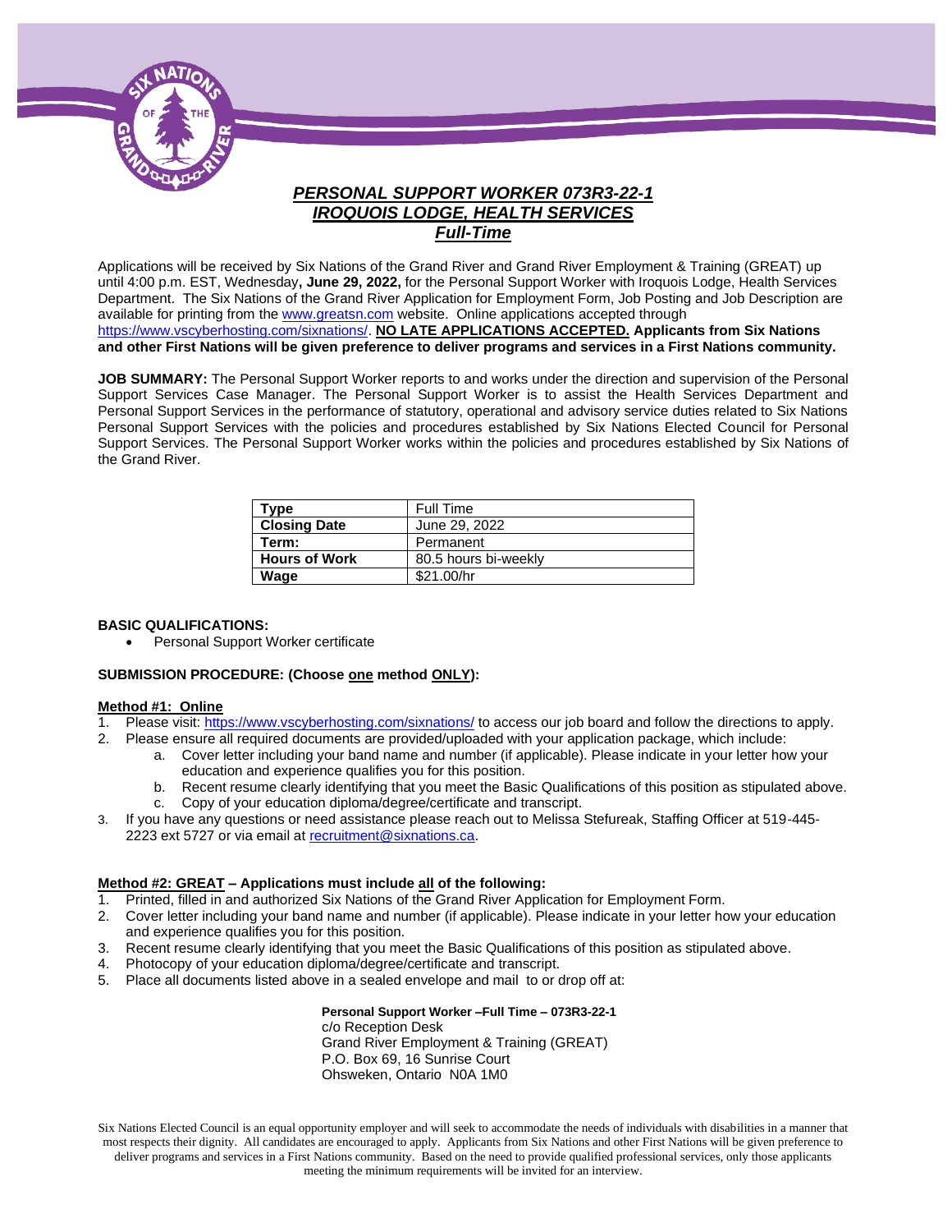# *PERSONAL SUPPORT WORKER 073R3-22-1*
## *IROQUOIS LODGE, HEALTH SERVICES*
### *Full-Time*

Applications will be received by Six Nations of the Grand River and Grand River Employment & Training (GREAT) up until 4:00 p.m. EST, Wednesday**, June 29, 2022,** for the Personal Support Worker with Iroquois Lodge, Health Services Department. The Six Nations of the Grand River Application for Employment Form, Job Posting and Job Description are available for printing from the www.greatsn.com website. Online applications accepted through https://www.vscyberhosting.com/sixnations/. **NO LATE APPLICATIONS ACCEPTED. Applicants from Six Nations and other First Nations will be given preference to deliver programs and services in a First Nations community.**

**JOB SUMMARY:** The Personal Support Worker reports to and works under the direction and supervision of the Personal Support Services Case Manager. The Personal Support Worker is to assist the Health Services Department and Personal Support Services in the performance of statutory, operational and advisory service duties related to Six Nations Personal Support Services with the policies and procedures established by Six Nations Elected Council for Personal Support Services. The Personal Support Worker works within the policies and procedures established by Six Nations of the Grand River.

| **Type** | Full Time |
|---|---|
| **Closing Date** | June 29, 2022 |
| **Term:** | Permanent |
| **Hours of Work** | 80.5 hours bi-weekly |
| **Wage** | $21.00/hr |

**BASIC QUALIFICATIONS:**

- Personal Support Worker certificate

**SUBMISSION PROCEDURE: (Choose one method ONLY):**

**Method #1: Online**

1. Please visit: https://www.vscyberhosting.com/sixnations/ to access our job board and follow the directions to apply.
2. Please ensure all required documents are provided/uploaded with your application package, which include:
   a. Cover letter including your band name and number (if applicable). Please indicate in your letter how your education and experience qualifies you for this position.
   b. Recent resume clearly identifying that you meet the Basic Qualifications of this position as stipulated above.
   c. Copy of your education diploma/degree/certificate and transcript.
3. If you have any questions or need assistance please reach out to Melissa Stefureak, Staffing Officer at 519-445-2223 ext 5727 or via email at recruitment@sixnations.ca.

**Method #2: GREAT – Applications must include all of the following:**

1. Printed, filled in and authorized Six Nations of the Grand River Application for Employment Form.
2. Cover letter including your band name and number (if applicable). Please indicate in your letter how your education and experience qualifies you for this position.
3. Recent resume clearly identifying that you meet the Basic Qualifications of this position as stipulated above.
4. Photocopy of your education diploma/degree/certificate and transcript.
5. Place all documents listed above in a sealed envelope and mail to or drop off at:

**Personal Support Worker –Full Time – 073R3-22-1**
c/o Reception Desk
Grand River Employment & Training (GREAT)
P.O. Box 69, 16 Sunrise Court
Ohsweken, Ontario N0A 1M0

Six Nations Elected Council is an equal opportunity employer and will seek to accommodate the needs of individuals with disabilities in a manner that most respects their dignity. All candidates are encouraged to apply. Applicants from Six Nations and other First Nations will be given preference to deliver programs and services in a First Nations community. Based on the need to provide qualified professional services, only those applicants meeting the minimum requirements will be invited for an interview.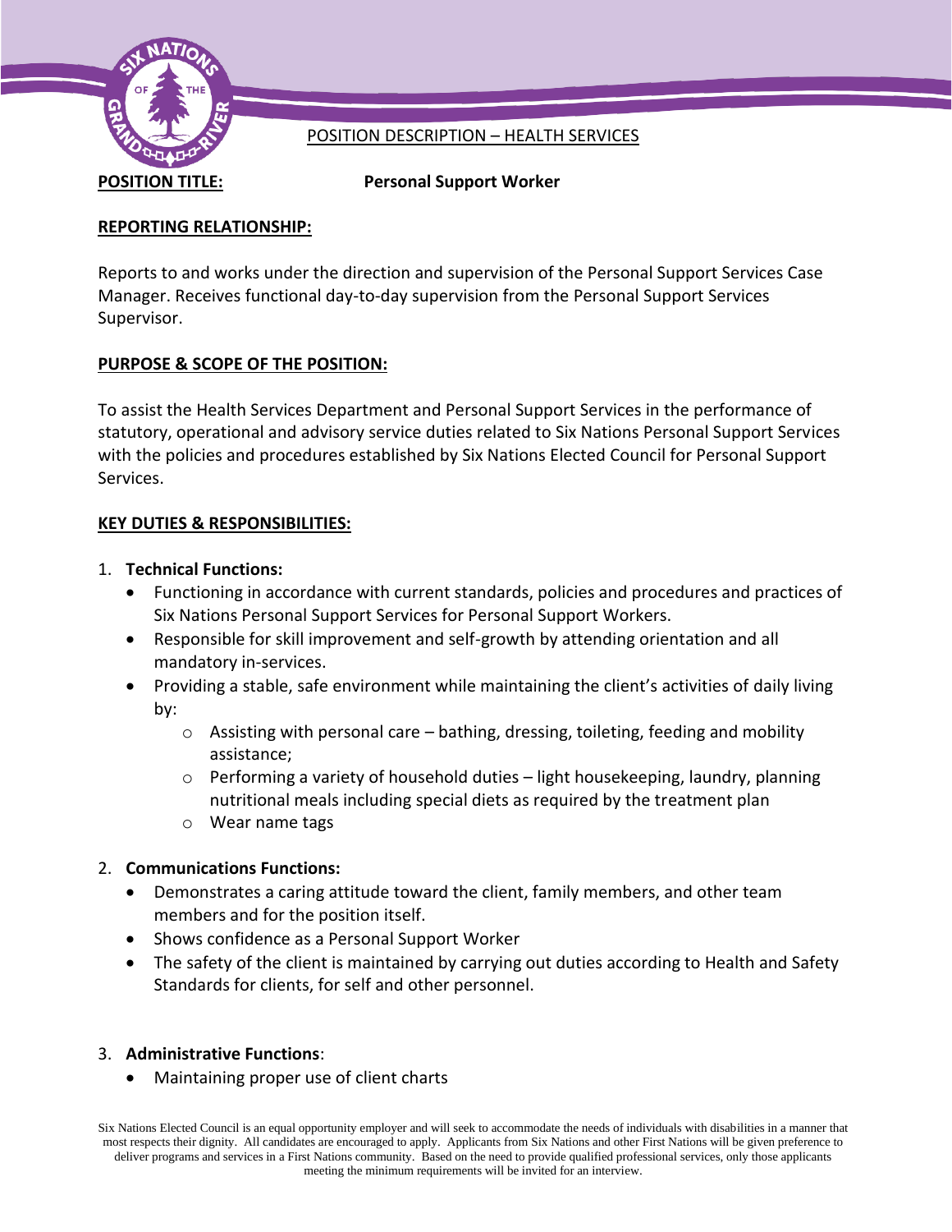POSITION DESCRIPTION – HEALTH SERVICES

**POSITION TITLE:** **Personal Support Worker**

**REPORTING RELATIONSHIP:**

Reports to and works under the direction and supervision of the Personal Support Services Case Manager. Receives functional day-to-day supervision from the Personal Support Services Supervisor.

**PURPOSE & SCOPE OF THE POSITION:**

To assist the Health Services Department and Personal Support Services in the performance of statutory, operational and advisory service duties related to Six Nations Personal Support Services with the policies and procedures established by Six Nations Elected Council for Personal Support Services.

**KEY DUTIES & RESPONSIBILITIES:**

1. **Technical Functions:**
   - Functioning in accordance with current standards, policies and procedures and practices of Six Nations Personal Support Services for Personal Support Workers.
   - Responsible for skill improvement and self-growth by attending orientation and all mandatory in-services.
   - Providing a stable, safe environment while maintaining the client's activities of daily living by:
     - Assisting with personal care – bathing, dressing, toileting, feeding and mobility assistance;
     - Performing a variety of household duties – light housekeeping, laundry, planning nutritional meals including special diets as required by the treatment plan
     - Wear name tags

2. **Communications Functions:**
   - Demonstrates a caring attitude toward the client, family members, and other team members and for the position itself.
   - Shows confidence as a Personal Support Worker
   - The safety of the client is maintained by carrying out duties according to Health and Safety Standards for clients, for self and other personnel.

3. **Administrative Functions**:
   - Maintaining proper use of client charts

Six Nations Elected Council is an equal opportunity employer and will seek to accommodate the needs of individuals with disabilities in a manner that most respects their dignity. All candidates are encouraged to apply. Applicants from Six Nations and other First Nations will be given preference to deliver programs and services in a First Nations community. Based on the need to provide qualified professional services, only those applicants meeting the minimum requirements will be invited for an interview.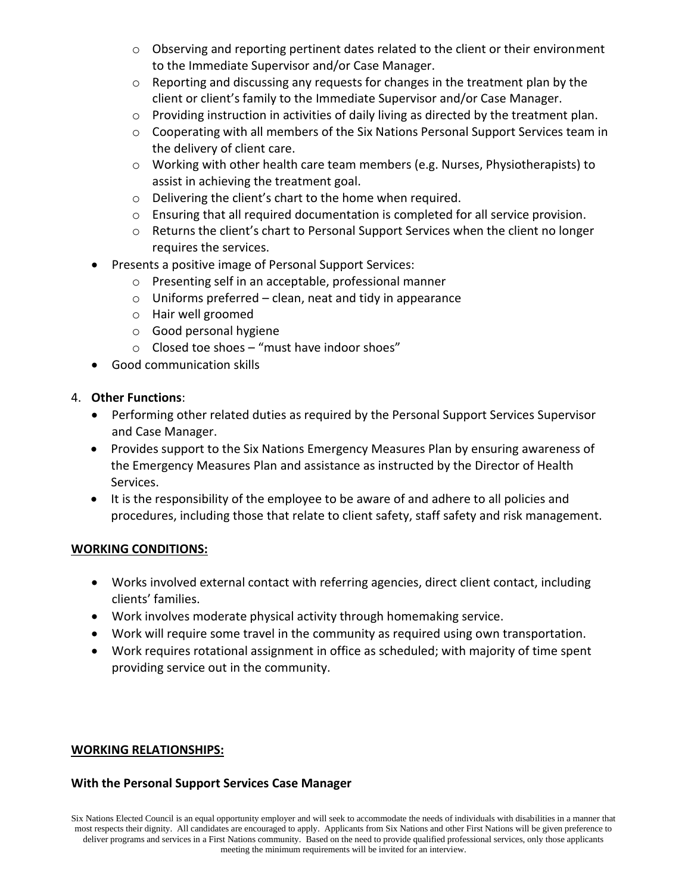- Observing and reporting pertinent dates related to the client or their environment to the Immediate Supervisor and/or Case Manager.
  - Reporting and discussing any requests for changes in the treatment plan by the client or client's family to the Immediate Supervisor and/or Case Manager.
  - Providing instruction in activities of daily living as directed by the treatment plan.
  - Cooperating with all members of the Six Nations Personal Support Services team in the delivery of client care.
  - Working with other health care team members (e.g. Nurses, Physiotherapists) to assist in achieving the treatment goal.
  - Delivering the client's chart to the home when required.
  - Ensuring that all required documentation is completed for all service provision.
  - Returns the client's chart to Personal Support Services when the client no longer requires the services.
- Presents a positive image of Personal Support Services:
  - Presenting self in an acceptable, professional manner
  - Uniforms preferred – clean, neat and tidy in appearance
  - Hair well groomed
  - Good personal hygiene
  - Closed toe shoes – "must have indoor shoes"
- Good communication skills

4. **Other Functions**:
   - Performing other related duties as required by the Personal Support Services Supervisor and Case Manager.
   - Provides support to the Six Nations Emergency Measures Plan by ensuring awareness of the Emergency Measures Plan and assistance as instructed by the Director of Health Services.
   - It is the responsibility of the employee to be aware of and adhere to all policies and procedures, including those that relate to client safety, staff safety and risk management.

**WORKING CONDITIONS:**

- Works involved external contact with referring agencies, direct client contact, including clients' families.
- Work involves moderate physical activity through homemaking service.
- Work will require some travel in the community as required using own transportation.
- Work requires rotational assignment in office as scheduled; with majority of time spent providing service out in the community.

**WORKING RELATIONSHIPS:**

**With the Personal Support Services Case Manager**

Six Nations Elected Council is an equal opportunity employer and will seek to accommodate the needs of individuals with disabilities in a manner that most respects their dignity. All candidates are encouraged to apply. Applicants from Six Nations and other First Nations will be given preference to deliver programs and services in a First Nations community. Based on the need to provide qualified professional services, only those applicants meeting the minimum requirements will be invited for an interview.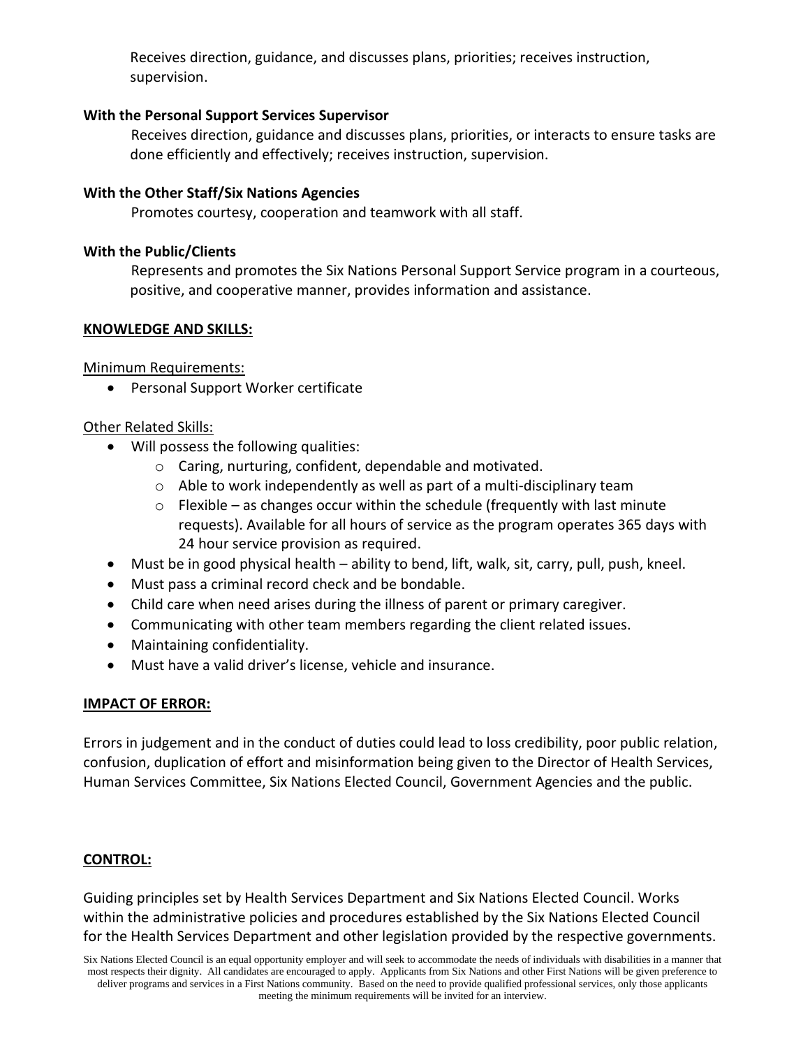Receives direction, guidance, and discusses plans, priorities; receives instruction, supervision.

**With the Personal Support Services Supervisor**

Receives direction, guidance and discusses plans, priorities, or interacts to ensure tasks are done efficiently and effectively; receives instruction, supervision.

**With the Other Staff/Six Nations Agencies**

Promotes courtesy, cooperation and teamwork with all staff.

**With the Public/Clients**

Represents and promotes the Six Nations Personal Support Service program in a courteous, positive, and cooperative manner, provides information and assistance.

**KNOWLEDGE AND SKILLS:**

Minimum Requirements:

- Personal Support Worker certificate

Other Related Skills:

- Will possess the following qualities:
  - Caring, nurturing, confident, dependable and motivated.
  - Able to work independently as well as part of a multi-disciplinary team
  - Flexible – as changes occur within the schedule (frequently with last minute requests). Available for all hours of service as the program operates 365 days with 24 hour service provision as required.
- Must be in good physical health – ability to bend, lift, walk, sit, carry, pull, push, kneel.
- Must pass a criminal record check and be bondable.
- Child care when need arises during the illness of parent or primary caregiver.
- Communicating with other team members regarding the client related issues.
- Maintaining confidentiality.
- Must have a valid driver's license, vehicle and insurance.

**IMPACT OF ERROR:**

Errors in judgement and in the conduct of duties could lead to loss credibility, poor public relation, confusion, duplication of effort and misinformation being given to the Director of Health Services, Human Services Committee, Six Nations Elected Council, Government Agencies and the public.

**CONTROL:**

Guiding principles set by Health Services Department and Six Nations Elected Council. Works within the administrative policies and procedures established by the Six Nations Elected Council for the Health Services Department and other legislation provided by the respective governments.

Six Nations Elected Council is an equal opportunity employer and will seek to accommodate the needs of individuals with disabilities in a manner that most respects their dignity. All candidates are encouraged to apply. Applicants from Six Nations and other First Nations will be given preference to deliver programs and services in a First Nations community. Based on the need to provide qualified professional services, only those applicants meeting the minimum requirements will be invited for an interview.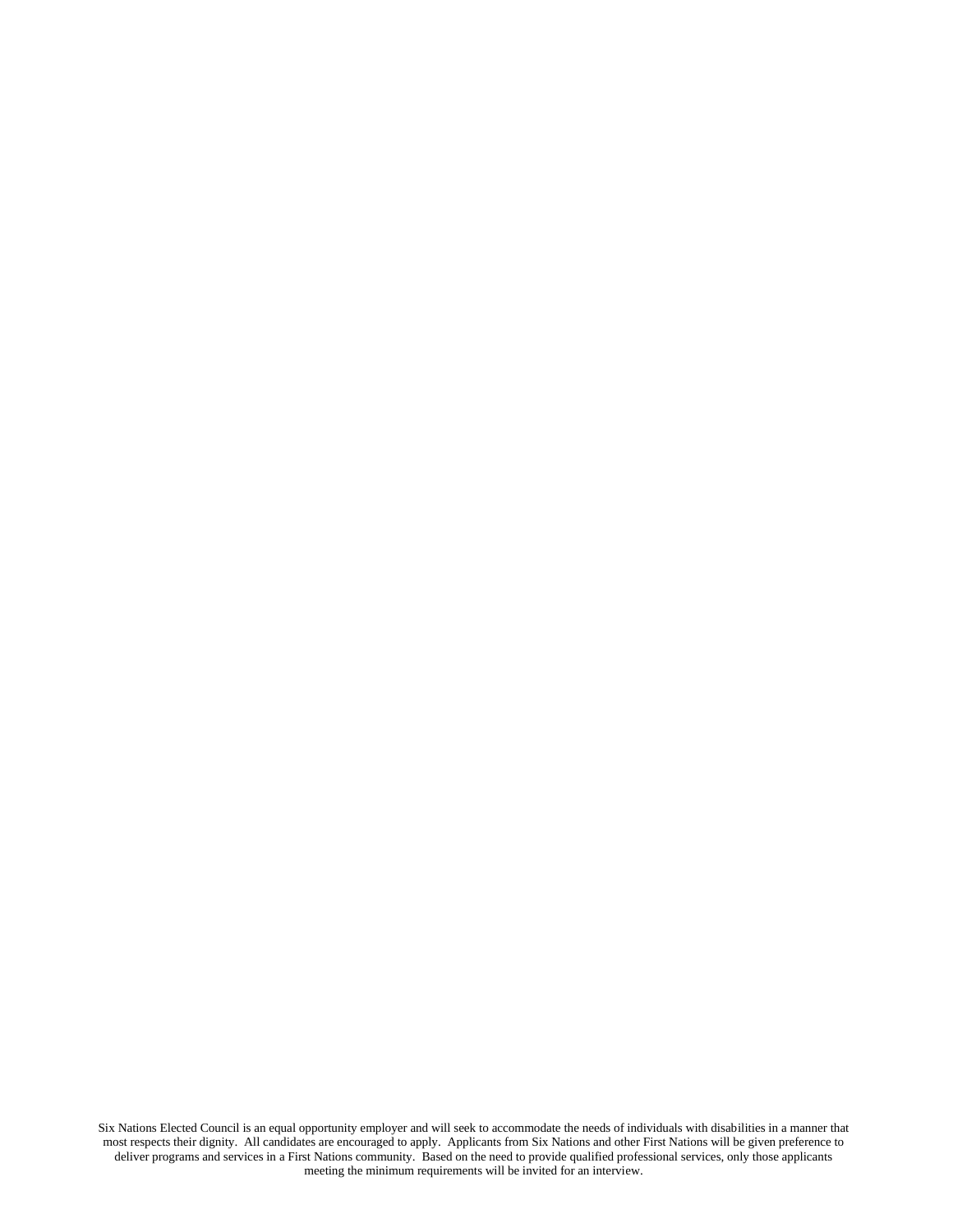Six Nations Elected Council is an equal opportunity employer and will seek to accommodate the needs of individuals with disabilities in a manner that most respects their dignity. All candidates are encouraged to apply. Applicants from Six Nations and other First Nations will be given preference to deliver programs and services in a First Nations community. Based on the need to provide qualified professional services, only those applicants meeting the minimum requirements will be invited for an interview.